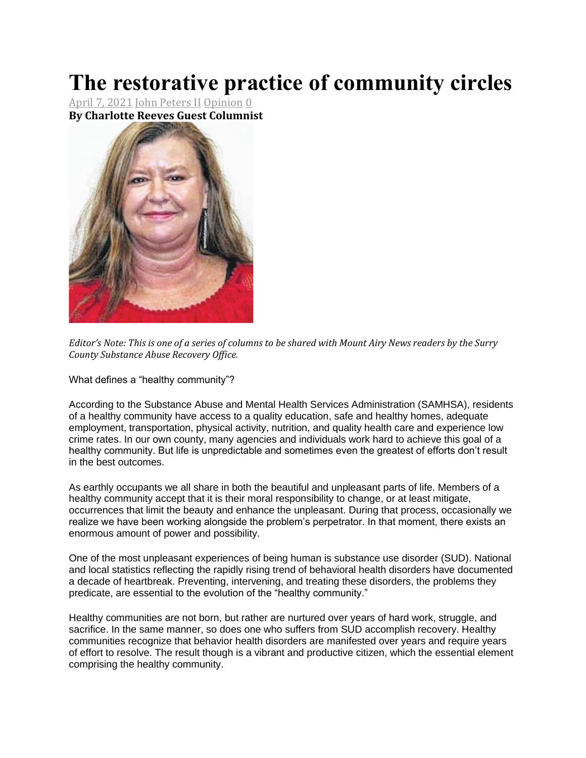# The restorative practice of community circles

April 7, 2021 John Peters II Opinion 0

**By Charlotte Reeves Guest Columnist**

*Editor's Note: This is one of a series of columns to be shared with Mount Airy News readers by the Surry County Substance Abuse Recovery Office.*

What defines a "healthy community"?

According to the Substance Abuse and Mental Health Services Administration (SAMHSA), residents of a healthy community have access to a quality education, safe and healthy homes, adequate employment, transportation, physical activity, nutrition, and quality health care and experience low crime rates. In our own county, many agencies and individuals work hard to achieve this goal of a healthy community. But life is unpredictable and sometimes even the greatest of efforts don't result in the best outcomes.

As earthly occupants we all share in both the beautiful and unpleasant parts of life. Members of a healthy community accept that it is their moral responsibility to change, or at least mitigate, occurrences that limit the beauty and enhance the unpleasant. During that process, occasionally we realize we have been working alongside the problem's perpetrator. In that moment, there exists an enormous amount of power and possibility.

One of the most unpleasant experiences of being human is substance use disorder (SUD). National and local statistics reflecting the rapidly rising trend of behavioral health disorders have documented a decade of heartbreak. Preventing, intervening, and treating these disorders, the problems they predicate, are essential to the evolution of the "healthy community."

Healthy communities are not born, but rather are nurtured over years of hard work, struggle, and sacrifice. In the same manner, so does one who suffers from SUD accomplish recovery. Healthy communities recognize that behavior health disorders are manifested over years and require years of effort to resolve. The result though is a vibrant and productive citizen, which the essential element comprising the healthy community.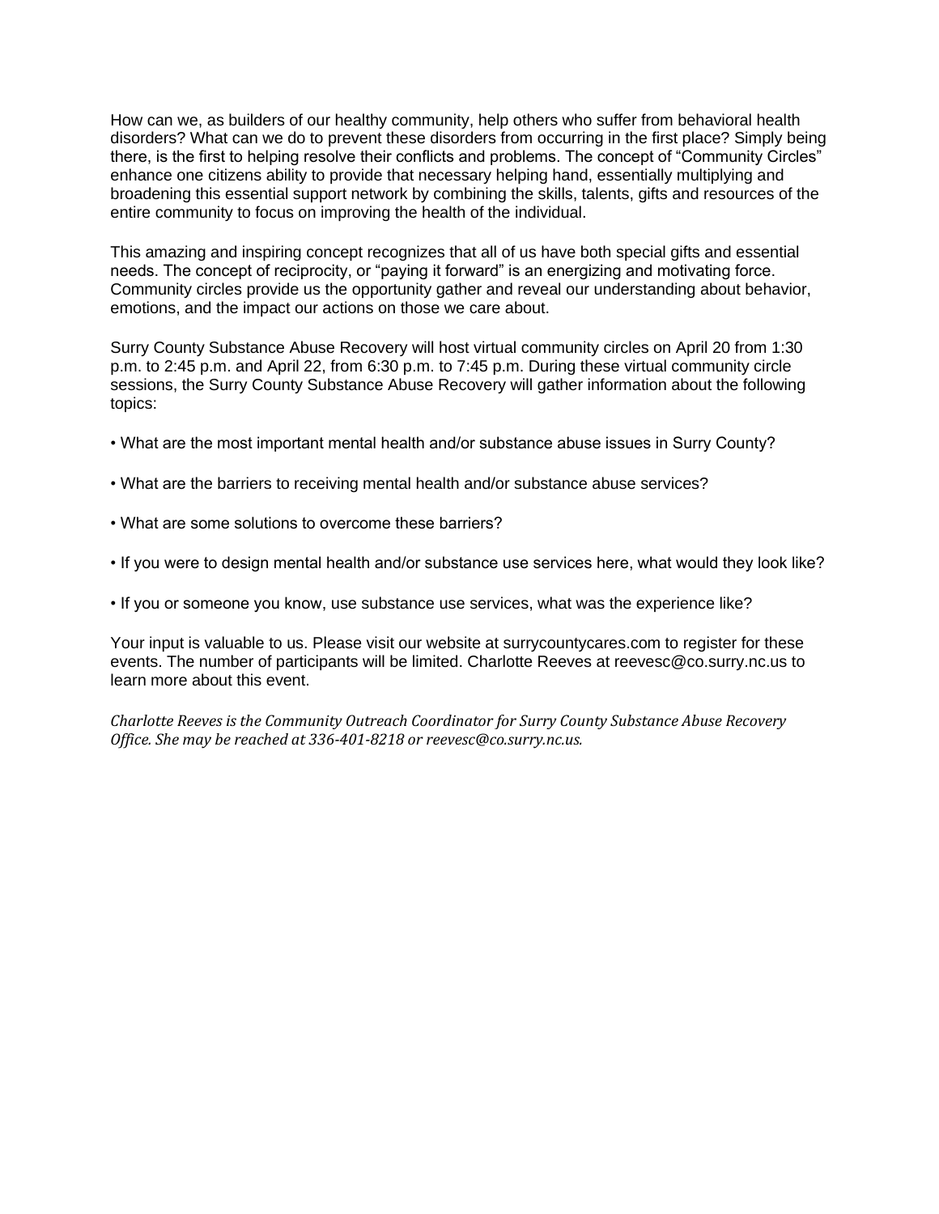How can we, as builders of our healthy community, help others who suffer from behavioral health disorders? What can we do to prevent these disorders from occurring in the first place? Simply being there, is the first to helping resolve their conflicts and problems. The concept of "Community Circles" enhance one citizens ability to provide that necessary helping hand, essentially multiplying and broadening this essential support network by combining the skills, talents, gifts and resources of the entire community to focus on improving the health of the individual.

This amazing and inspiring concept recognizes that all of us have both special gifts and essential needs. The concept of reciprocity, or "paying it forward" is an energizing and motivating force. Community circles provide us the opportunity gather and reveal our understanding about behavior, emotions, and the impact our actions on those we care about.

Surry County Substance Abuse Recovery will host virtual community circles on April 20 from 1:30 p.m. to 2:45 p.m. and April 22, from 6:30 p.m. to 7:45 p.m. During these virtual community circle sessions, the Surry County Substance Abuse Recovery will gather information about the following topics:

• What are the most important mental health and/or substance abuse issues in Surry County?

• What are the barriers to receiving mental health and/or substance abuse services?

• What are some solutions to overcome these barriers?

• If you were to design mental health and/or substance use services here, what would they look like?

• If you or someone you know, use substance use services, what was the experience like?

Your input is valuable to us. Please visit our website at surrycountycares.com to register for these events. The number of participants will be limited. Charlotte Reeves at reevesc@co.surry.nc.us to learn more about this event.

*Charlotte Reeves is the Community Outreach Coordinator for Surry County Substance Abuse Recovery Office. She may be reached at 336-401-8218 or reevesc@co.surry.nc.us.*